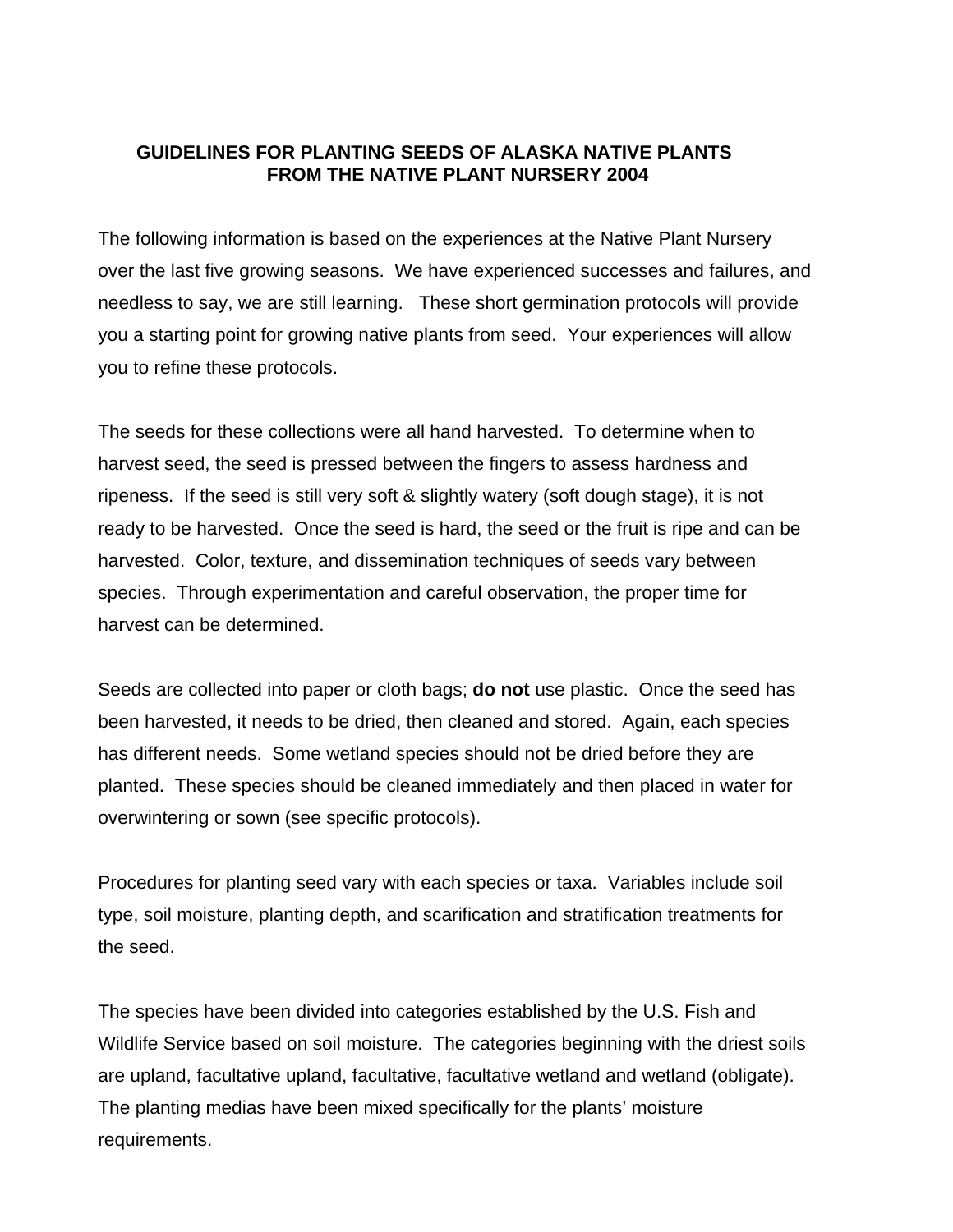# GUIDELINES FOR PLANTING SEEDS OF ALASKA NATIVE PLANTS FROM THE NATIVE PLANT NURSERY 2004

The following information is based on the experiences at the Native Plant Nursery over the last five growing seasons. We have experienced successes and failures, and needless to say, we are still learning. These short germination protocols will provide you a starting point for growing native plants from seed. Your experiences will allow you to refine these protocols.

The seeds for these collections were all hand harvested. To determine when to harvest seed, the seed is pressed between the fingers to assess hardness and ripeness. If the seed is still very soft & slightly watery (soft dough stage), it is not ready to be harvested. Once the seed is hard, the seed or the fruit is ripe and can be harvested. Color, texture, and dissemination techniques of seeds vary between species. Through experimentation and careful observation, the proper time for harvest can be determined.

Seeds are collected into paper or cloth bags; **do not** use plastic. Once the seed has been harvested, it needs to be dried, then cleaned and stored. Again, each species has different needs. Some wetland species should not be dried before they are planted. These species should be cleaned immediately and then placed in water for overwintering or sown (see specific protocols).

Procedures for planting seed vary with each species or taxa. Variables include soil type, soil moisture, planting depth, and scarification and stratification treatments for the seed.

The species have been divided into categories established by the U.S. Fish and Wildlife Service based on soil moisture. The categories beginning with the driest soils are upland, facultative upland, facultative, facultative wetland and wetland (obligate). The planting medias have been mixed specifically for the plants' moisture requirements.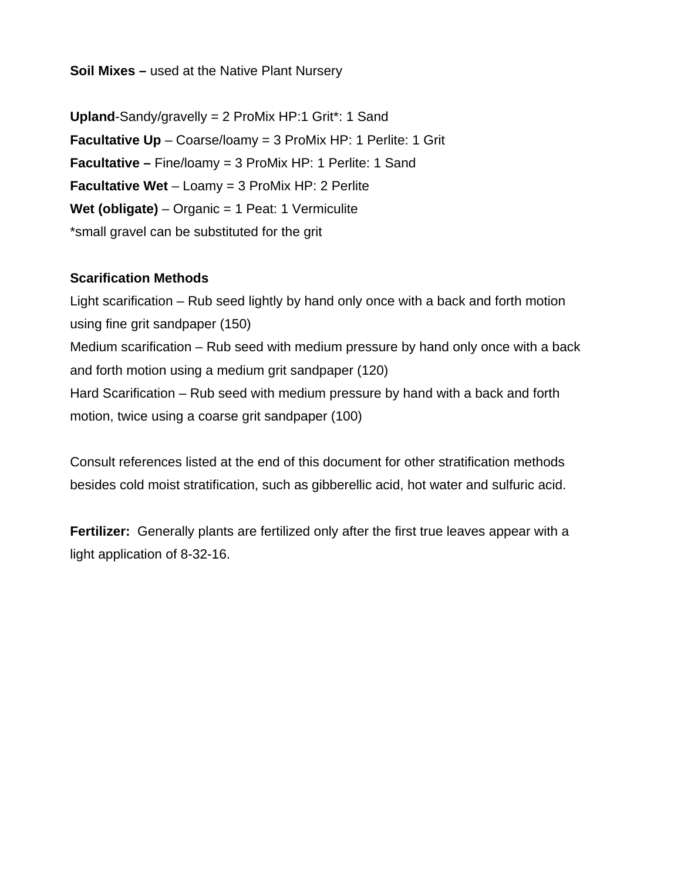**Soil Mixes –** used at the Native Plant Nursery

**Upland**-Sandy/gravelly = 2 ProMix HP:1 Grit*: 1 Sand
**Facultative Up** – Coarse/loamy = 3 ProMix HP: 1 Perlite: 1 Grit
**Facultative –** Fine/loamy = 3 ProMix HP: 1 Perlite: 1 Sand
**Facultative Wet** – Loamy = 3 ProMix HP: 2 Perlite
**Wet (obligate)** – Organic = 1 Peat: 1 Vermiculite
*small gravel can be substituted for the grit

**Scarification Methods**
Light scarification – Rub seed lightly by hand only once with a back and forth motion using fine grit sandpaper (150)
Medium scarification – Rub seed with medium pressure by hand only once with a back and forth motion using a medium grit sandpaper (120)
Hard Scarification – Rub seed with medium pressure by hand with a back and forth motion, twice using a coarse grit sandpaper (100)

Consult references listed at the end of this document for other stratification methods besides cold moist stratification, such as gibberellic acid, hot water and sulfuric acid.

**Fertilizer:** Generally plants are fertilized only after the first true leaves appear with a light application of 8-32-16.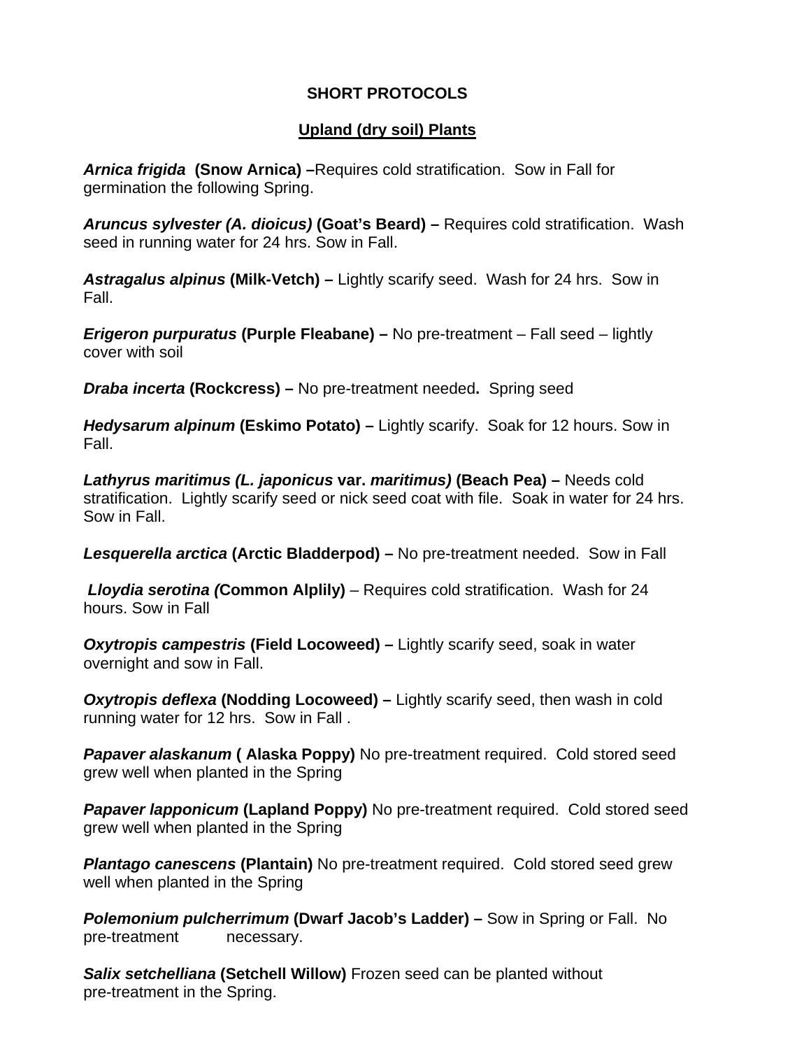## SHORT PROTOCOLS

### Upland (dry soil) Plants

***Arnica frigida* (Snow Arnica) –**Requires cold stratification. Sow in Fall for germination the following Spring.

***Aruncus sylvester (A. dioicus)* (Goat's Beard) –** Requires cold stratification. Wash seed in running water for 24 hrs. Sow in Fall.

***Astragalus alpinus* (Milk-Vetch) –** Lightly scarify seed. Wash for 24 hrs. Sow in Fall.

***Erigeron purpuratus* (Purple Fleabane) –** No pre-treatment – Fall seed – lightly cover with soil

***Draba incerta* (Rockcress) –** No pre-treatment needed**.** Spring seed

***Hedysarum alpinum* (Eskimo Potato) –** Lightly scarify. Soak for 12 hours. Sow in Fall.

***Lathyrus maritimus (L. japonicus* var. *maritimus)* (Beach Pea) –** Needs cold stratification. Lightly scarify seed or nick seed coat with file. Soak in water for 24 hrs. Sow in Fall.

***Lesquerella arctica* (Arctic Bladderpod) –** No pre-treatment needed. Sow in Fall

***Lloydia serotina (*Common Alplily)** – Requires cold stratification. Wash for 24 hours. Sow in Fall

***Oxytropis campestris* (Field Locoweed) –** Lightly scarify seed, soak in water overnight and sow in Fall.

***Oxytropis deflexa* (Nodding Locoweed) –** Lightly scarify seed, then wash in cold running water for 12 hrs. Sow in Fall .

***Papaver alaskanum* ( Alaska Poppy)** No pre-treatment required. Cold stored seed grew well when planted in the Spring

***Papaver lapponicum* (Lapland Poppy)** No pre-treatment required. Cold stored seed grew well when planted in the Spring

***Plantago canescens* (Plantain)** No pre-treatment required. Cold stored seed grew well when planted in the Spring

***Polemonium pulcherrimum* (Dwarf Jacob's Ladder) –** Sow in Spring or Fall. No pre-treatment necessary.

***Salix setchelliana* (Setchell Willow)** Frozen seed can be planted without pre-treatment in the Spring.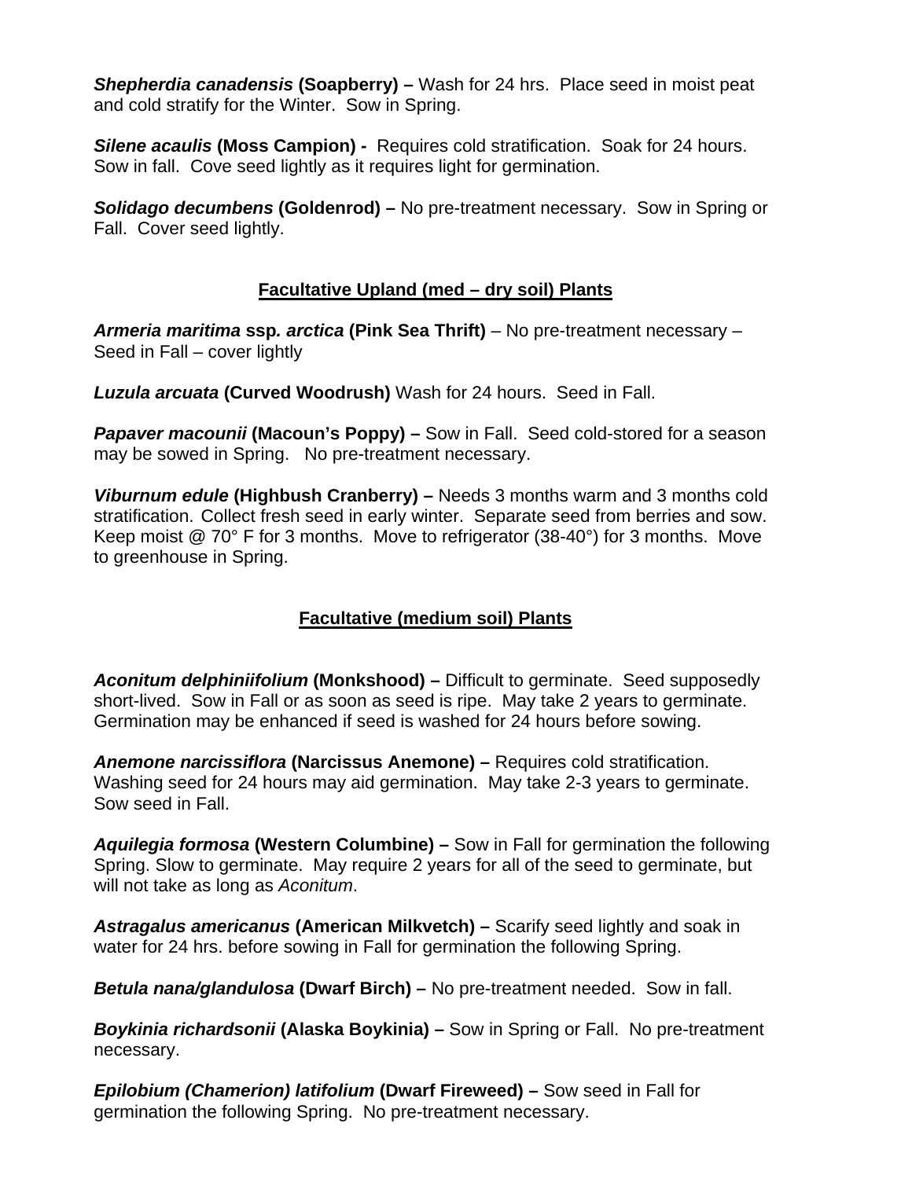***Shepherdia canadensis* (Soapberry) –** Wash for 24 hrs. Place seed in moist peat and cold stratify for the Winter. Sow in Spring.

***Silene acaulis* (Moss Campion) -** Requires cold stratification. Soak for 24 hours. Sow in fall. Cove seed lightly as it requires light for germination.

***Solidago decumbens* (Goldenrod) –** No pre-treatment necessary. Sow in Spring or Fall. Cover seed lightly.

## Facultative Upland (med – dry soil) Plants

***Armeria maritima* ssp. *arctica* (Pink Sea Thrift)** – No pre-treatment necessary – Seed in Fall – cover lightly

***Luzula arcuata* (Curved Woodrush)** Wash for 24 hours. Seed in Fall.

***Papaver macounii* (Macoun's Poppy) –** Sow in Fall. Seed cold-stored for a season may be sowed in Spring. No pre-treatment necessary.

***Viburnum edule* (Highbush Cranberry) –** Needs 3 months warm and 3 months cold stratification. Collect fresh seed in early winter. Separate seed from berries and sow. Keep moist @ 70° F for 3 months. Move to refrigerator (38-40°) for 3 months. Move to greenhouse in Spring.

## Facultative (medium soil) Plants

***Aconitum delphiniifolium* (Monkshood) –** Difficult to germinate. Seed supposedly short-lived. Sow in Fall or as soon as seed is ripe. May take 2 years to germinate. Germination may be enhanced if seed is washed for 24 hours before sowing.

***Anemone narcissiflora* (Narcissus Anemone) –** Requires cold stratification. Washing seed for 24 hours may aid germination. May take 2-3 years to germinate. Sow seed in Fall.

***Aquilegia formosa* (Western Columbine) –** Sow in Fall for germination the following Spring. Slow to germinate. May require 2 years for all of the seed to germinate, but will not take as long as *Aconitum*.

***Astragalus americanus* (American Milkvetch) –** Scarify seed lightly and soak in water for 24 hrs. before sowing in Fall for germination the following Spring.

***Betula nana/glandulosa* (Dwarf Birch) –** No pre-treatment needed. Sow in fall.

***Boykinia richardsonii* (Alaska Boykinia) –** Sow in Spring or Fall. No pre-treatment necessary.

***Epilobium (Chamerion) latifolium* (Dwarf Fireweed) –** Sow seed in Fall for germination the following Spring. No pre-treatment necessary.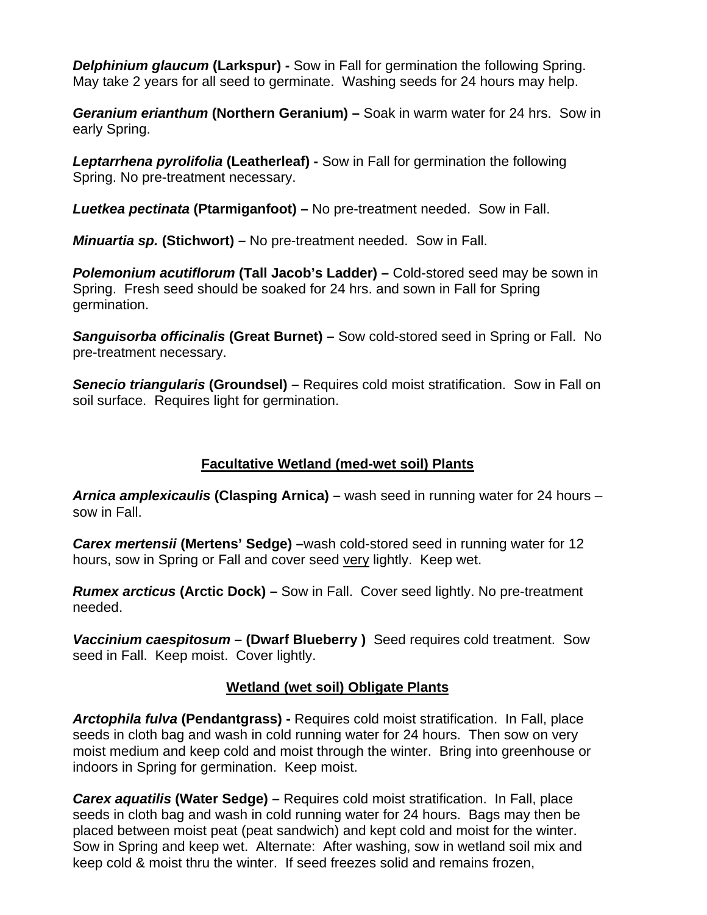***Delphinium glaucum* (Larkspur) -** Sow in Fall for germination the following Spring. May take 2 years for all seed to germinate. Washing seeds for 24 hours may help.

***Geranium erianthum* (Northern Geranium) –** Soak in warm water for 24 hrs. Sow in early Spring.

***Leptarrhena pyrolifolia* (Leatherleaf) -** Sow in Fall for germination the following Spring. No pre-treatment necessary.

***Luetkea pectinata* (Ptarmiganfoot) –** No pre-treatment needed. Sow in Fall.

***Minuartia sp.* (Stichwort) –** No pre-treatment needed. Sow in Fall.

***Polemonium acutiflorum* (Tall Jacob's Ladder) –** Cold-stored seed may be sown in Spring. Fresh seed should be soaked for 24 hrs. and sown in Fall for Spring germination.

***Sanguisorba officinalis* (Great Burnet) –** Sow cold-stored seed in Spring or Fall. No pre-treatment necessary.

***Senecio triangularis* (Groundsel) –** Requires cold moist stratification. Sow in Fall on soil surface. Requires light for germination.

## Facultative Wetland (med-wet soil) Plants

***Arnica amplexicaulis* (Clasping Arnica) –** wash seed in running water for 24 hours – sow in Fall.

***Carex mertensii* (Mertens' Sedge) –**wash cold-stored seed in running water for 12 hours, sow in Spring or Fall and cover seed <u>very</u> lightly. Keep wet.

***Rumex arcticus* (Arctic Dock) –** Sow in Fall. Cover seed lightly. No pre-treatment needed.

***Vaccinium caespitosum* – (Dwarf Blueberry )** Seed requires cold treatment. Sow seed in Fall. Keep moist. Cover lightly.

## Wetland (wet soil) Obligate Plants

***Arctophila fulva* (Pendantgrass) -** Requires cold moist stratification. In Fall, place seeds in cloth bag and wash in cold running water for 24 hours. Then sow on very moist medium and keep cold and moist through the winter. Bring into greenhouse or indoors in Spring for germination. Keep moist.

***Carex aquatilis* (Water Sedge) –** Requires cold moist stratification. In Fall, place seeds in cloth bag and wash in cold running water for 24 hours. Bags may then be placed between moist peat (peat sandwich) and kept cold and moist for the winter. Sow in Spring and keep wet. Alternate: After washing, sow in wetland soil mix and keep cold & moist thru the winter. If seed freezes solid and remains frozen,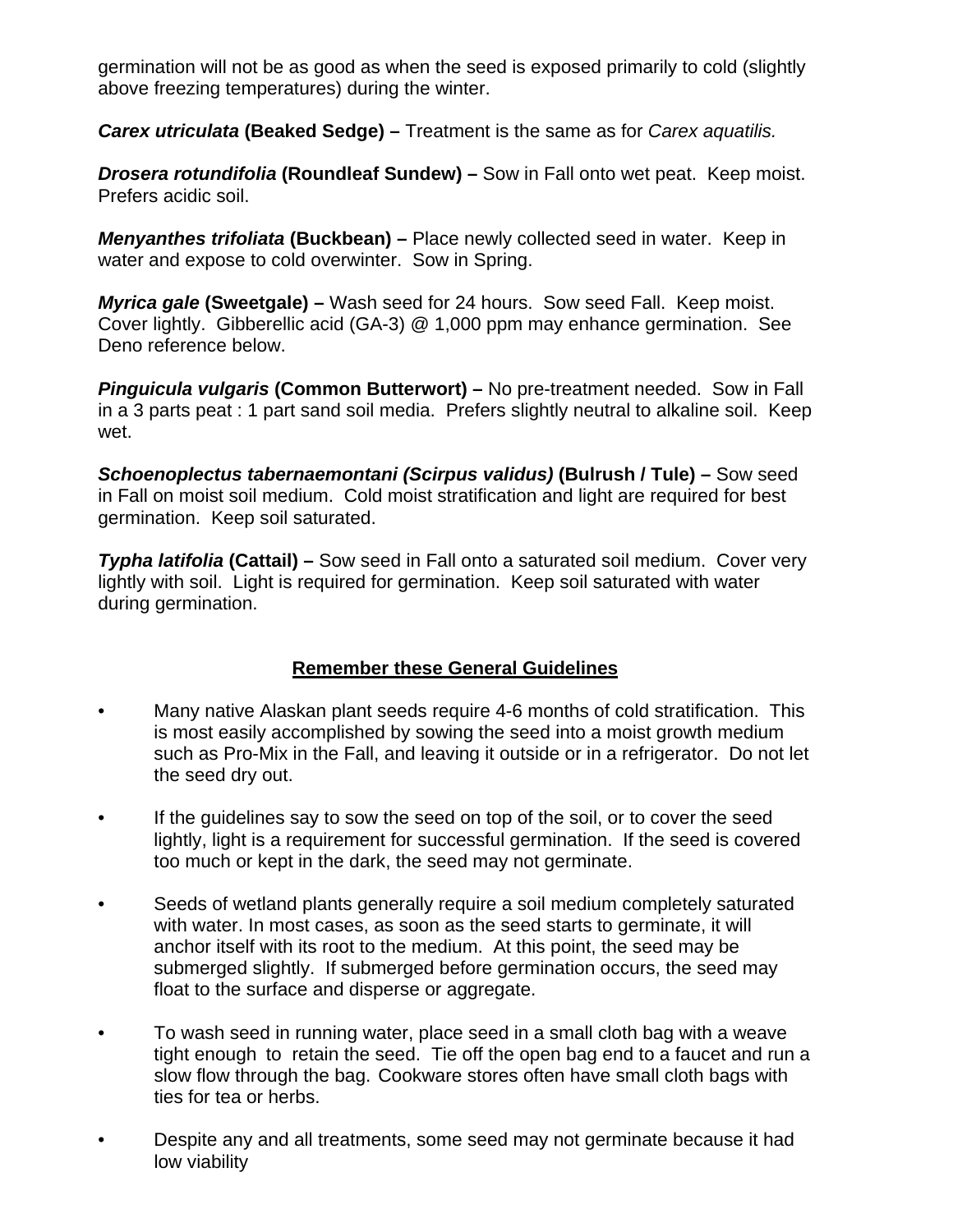germination will not be as good as when the seed is exposed primarily to cold (slightly above freezing temperatures) during the winter.

***Carex utriculata* (Beaked Sedge) –** Treatment is the same as for *Carex aquatilis.*

***Drosera rotundifolia* (Roundleaf Sundew) –** Sow in Fall onto wet peat. Keep moist. Prefers acidic soil.

***Menyanthes trifoliata* (Buckbean) –** Place newly collected seed in water. Keep in water and expose to cold overwinter. Sow in Spring.

***Myrica gale* (Sweetgale) –** Wash seed for 24 hours. Sow seed Fall. Keep moist. Cover lightly. Gibberellic acid (GA-3) @ 1,000 ppm may enhance germination. See Deno reference below.

***Pinguicula vulgaris* (Common Butterwort) –** No pre-treatment needed. Sow in Fall in a 3 parts peat : 1 part sand soil media. Prefers slightly neutral to alkaline soil. Keep wet.

***Schoenoplectus tabernaemontani (Scirpus validus)* (Bulrush / Tule) –** Sow seed in Fall on moist soil medium. Cold moist stratification and light are required for best germination. Keep soil saturated.

***Typha latifolia* (Cattail) –** Sow seed in Fall onto a saturated soil medium. Cover very lightly with soil. Light is required for germination. Keep soil saturated with water during germination.

## Remember these General Guidelines

- Many native Alaskan plant seeds require 4-6 months of cold stratification. This is most easily accomplished by sowing the seed into a moist growth medium such as Pro-Mix in the Fall, and leaving it outside or in a refrigerator. Do not let the seed dry out.
- If the guidelines say to sow the seed on top of the soil, or to cover the seed lightly, light is a requirement for successful germination. If the seed is covered too much or kept in the dark, the seed may not germinate.
- Seeds of wetland plants generally require a soil medium completely saturated with water. In most cases, as soon as the seed starts to germinate, it will anchor itself with its root to the medium. At this point, the seed may be submerged slightly. If submerged before germination occurs, the seed may float to the surface and disperse or aggregate.
- To wash seed in running water, place seed in a small cloth bag with a weave tight enough to retain the seed. Tie off the open bag end to a faucet and run a slow flow through the bag. Cookware stores often have small cloth bags with ties for tea or herbs.
- Despite any and all treatments, some seed may not germinate because it had low viability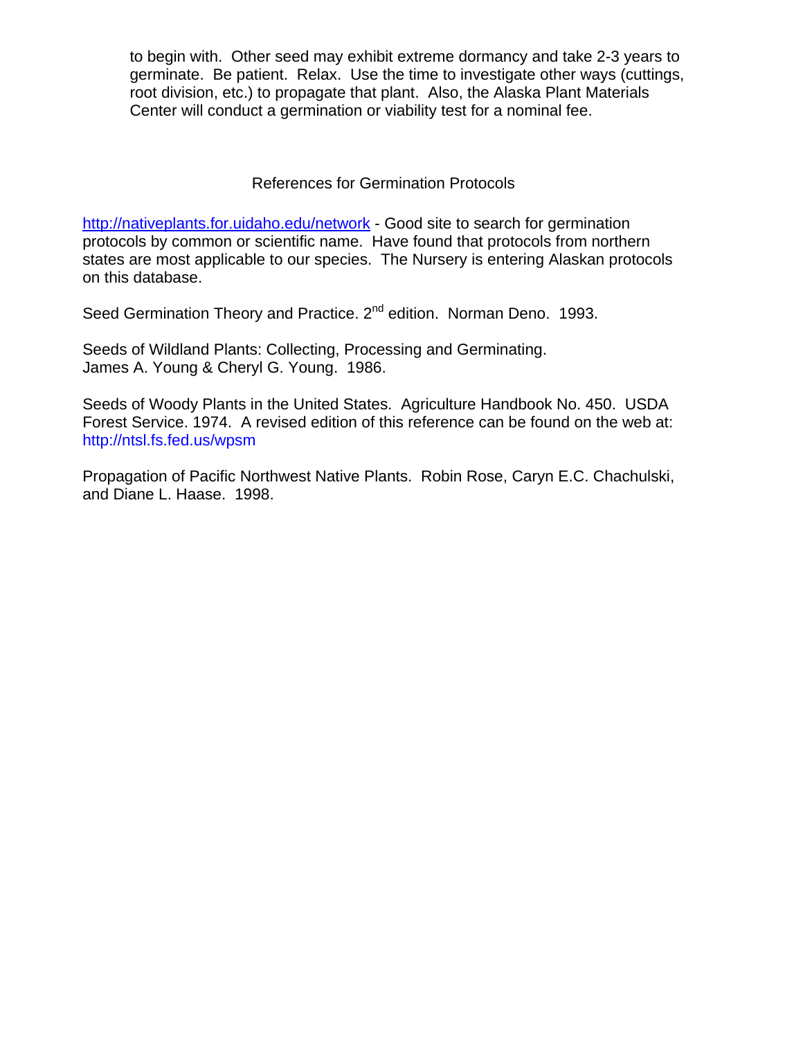to begin with. Other seed may exhibit extreme dormancy and take 2-3 years to germinate. Be patient. Relax. Use the time to investigate other ways (cuttings, root division, etc.) to propagate that plant. Also, the Alaska Plant Materials Center will conduct a germination or viability test for a nominal fee.

## References for Germination Protocols

http://nativeplants.for.uidaho.edu/network - Good site to search for germination protocols by common or scientific name. Have found that protocols from northern states are most applicable to our species. The Nursery is entering Alaskan protocols on this database.

Seed Germination Theory and Practice. 2nd edition. Norman Deno. 1993.

Seeds of Wildland Plants: Collecting, Processing and Germinating.
James A. Young & Cheryl G. Young. 1986.

Seeds of Woody Plants in the United States. Agriculture Handbook No. 450. USDA Forest Service. 1974. A revised edition of this reference can be found on the web at: http://ntsl.fs.fed.us/wpsm

Propagation of Pacific Northwest Native Plants. Robin Rose, Caryn E.C. Chachulski, and Diane L. Haase. 1998.